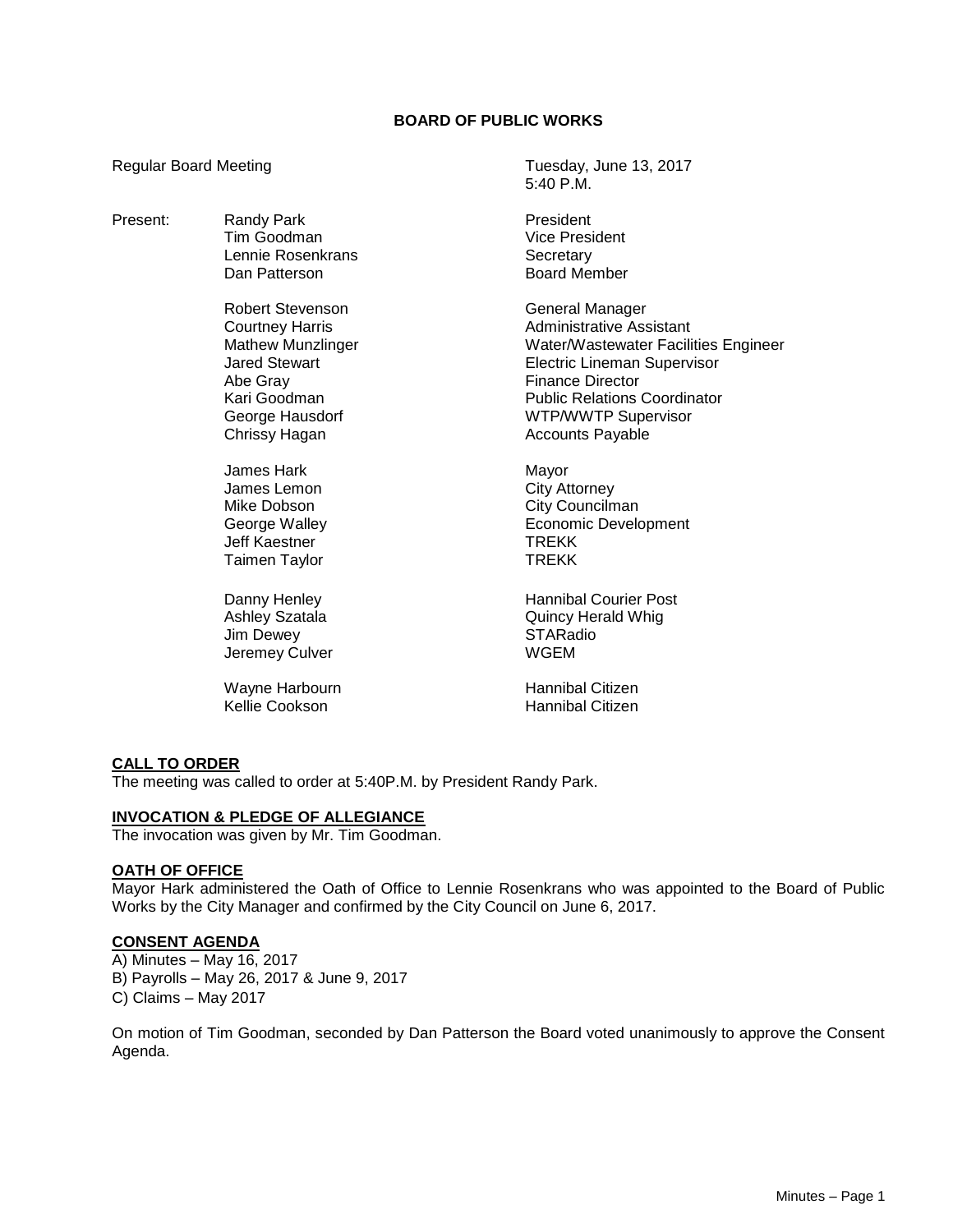# BOARD OF PUBLIC WORKS

Regular Board Meeting — Tuesday, June 13, 2017, 5:40 P.M.

| Present: | | |
|---|---|---|
| | Randy Park | President |
| | Tim Goodman | Vice President |
| | Lennie Rosenkrans | Secretary |
| | Dan Patterson | Board Member |
| | Robert Stevenson | General Manager |
| | Courtney Harris | Administrative Assistant |
| | Mathew Munzlinger | Water/Wastewater Facilities Engineer |
| | Jared Stewart | Electric Lineman Supervisor |
| | Abe Gray | Finance Director |
| | Kari Goodman | Public Relations Coordinator |
| | George Hausdorf | WTP/WWTP Supervisor |
| | Chrissy Hagan | Accounts Payable |
| | James Hark | Mayor |
| | James Lemon | City Attorney |
| | Mike Dobson | City Councilman |
| | George Walley | Economic Development |
| | Jeff Kaestner | TREKK |
| | Taimen Taylor | TREKK |
| | Danny Henley | Hannibal Courier Post |
| | Ashley Szatala | Quincy Herald Whig |
| | Jim Dewey | STARadio |
| | Jeremey Culver | WGEM |
| | Wayne Harbourn | Hannibal Citizen |
| | Kellie Cookson | Hannibal Citizen |

## CALL TO ORDER

The meeting was called to order at 5:40P.M. by President Randy Park.

## INVOCATION & PLEDGE OF ALLEGIANCE

The invocation was given by Mr. Tim Goodman.

## OATH OF OFFICE

Mayor Hark administered the Oath of Office to Lennie Rosenkrans who was appointed to the Board of Public Works by the City Manager and confirmed by the City Council on June 6, 2017.

## CONSENT AGENDA

A) Minutes – May 16, 2017  
B) Payrolls – May 26, 2017 & June 9, 2017  
C) Claims – May 2017

On motion of Tim Goodman, seconded by Dan Patterson the Board voted unanimously to approve the Consent Agenda.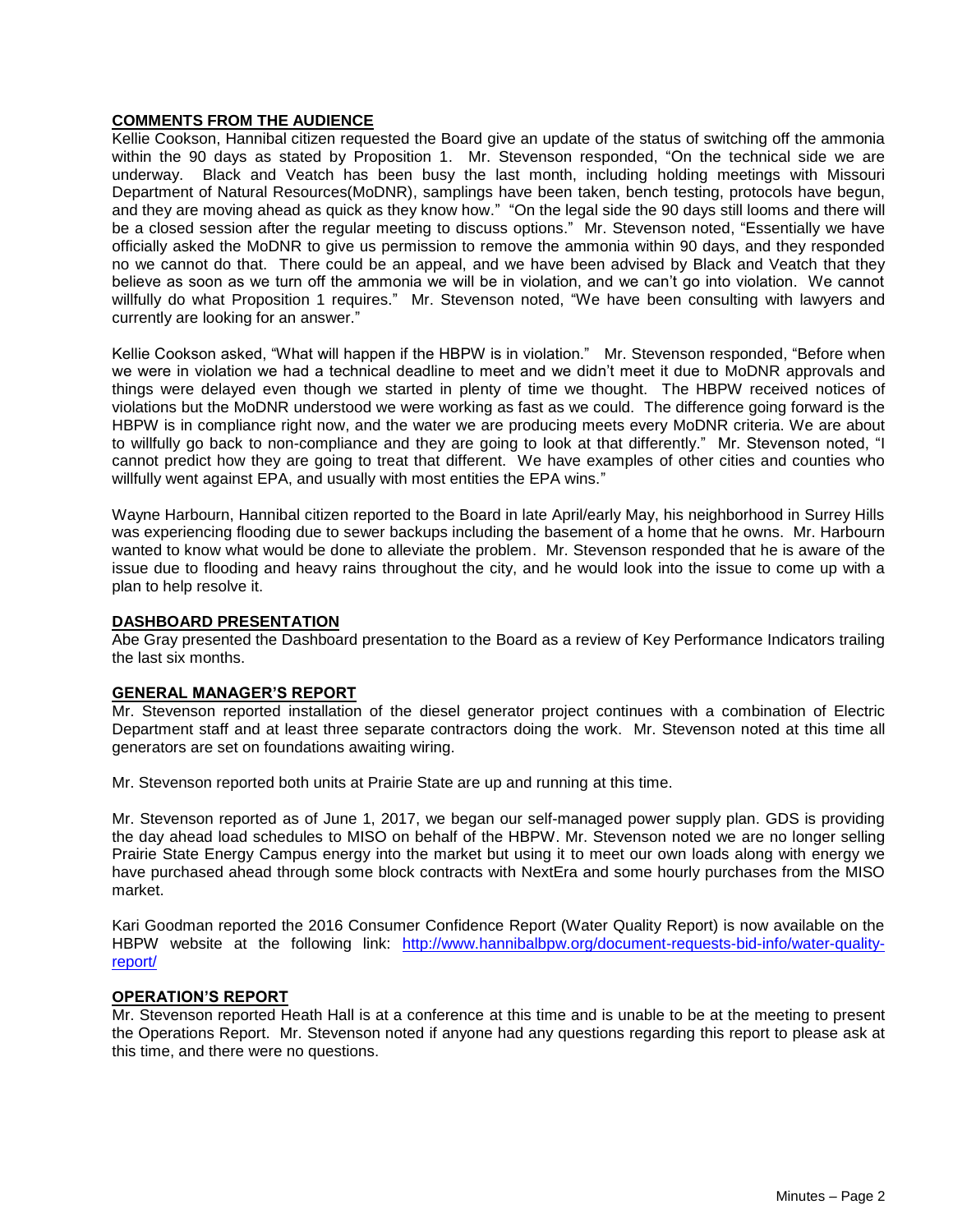## COMMENTS FROM THE AUDIENCE

Kellie Cookson, Hannibal citizen requested the Board give an update of the status of switching off the ammonia within the 90 days as stated by Proposition 1. Mr. Stevenson responded, "On the technical side we are underway. Black and Veatch has been busy the last month, including holding meetings with Missouri Department of Natural Resources(MoDNR), samplings have been taken, bench testing, protocols have begun, and they are moving ahead as quick as they know how." "On the legal side the 90 days still looms and there will be a closed session after the regular meeting to discuss options." Mr. Stevenson noted, "Essentially we have officially asked the MoDNR to give us permission to remove the ammonia within 90 days, and they responded no we cannot do that. There could be an appeal, and we have been advised by Black and Veatch that they believe as soon as we turn off the ammonia we will be in violation, and we can't go into violation. We cannot willfully do what Proposition 1 requires." Mr. Stevenson noted, "We have been consulting with lawyers and currently are looking for an answer."

Kellie Cookson asked, "What will happen if the HBPW is in violation." Mr. Stevenson responded, "Before when we were in violation we had a technical deadline to meet and we didn't meet it due to MoDNR approvals and things were delayed even though we started in plenty of time we thought. The HBPW received notices of violations but the MoDNR understood we were working as fast as we could. The difference going forward is the HBPW is in compliance right now, and the water we are producing meets every MoDNR criteria. We are about to willfully go back to non-compliance and they are going to look at that differently." Mr. Stevenson noted, "I cannot predict how they are going to treat that different. We have examples of other cities and counties who willfully went against EPA, and usually with most entities the EPA wins."

Wayne Harbourn, Hannibal citizen reported to the Board in late April/early May, his neighborhood in Surrey Hills was experiencing flooding due to sewer backups including the basement of a home that he owns. Mr. Harbourn wanted to know what would be done to alleviate the problem. Mr. Stevenson responded that he is aware of the issue due to flooding and heavy rains throughout the city, and he would look into the issue to come up with a plan to help resolve it.

## DASHBOARD PRESENTATION

Abe Gray presented the Dashboard presentation to the Board as a review of Key Performance Indicators trailing the last six months.

## GENERAL MANAGER'S REPORT

Mr. Stevenson reported installation of the diesel generator project continues with a combination of Electric Department staff and at least three separate contractors doing the work. Mr. Stevenson noted at this time all generators are set on foundations awaiting wiring.

Mr. Stevenson reported both units at Prairie State are up and running at this time.

Mr. Stevenson reported as of June 1, 2017, we began our self-managed power supply plan. GDS is providing the day ahead load schedules to MISO on behalf of the HBPW. Mr. Stevenson noted we are no longer selling Prairie State Energy Campus energy into the market but using it to meet our own loads along with energy we have purchased ahead through some block contracts with NextEra and some hourly purchases from the MISO market.

Kari Goodman reported the 2016 Consumer Confidence Report (Water Quality Report) is now available on the HBPW website at the following link: http://www.hannibalbpw.org/document-requests-bid-info/water-quality-report/

## OPERATION'S REPORT

Mr. Stevenson reported Heath Hall is at a conference at this time and is unable to be at the meeting to present the Operations Report. Mr. Stevenson noted if anyone had any questions regarding this report to please ask at this time, and there were no questions.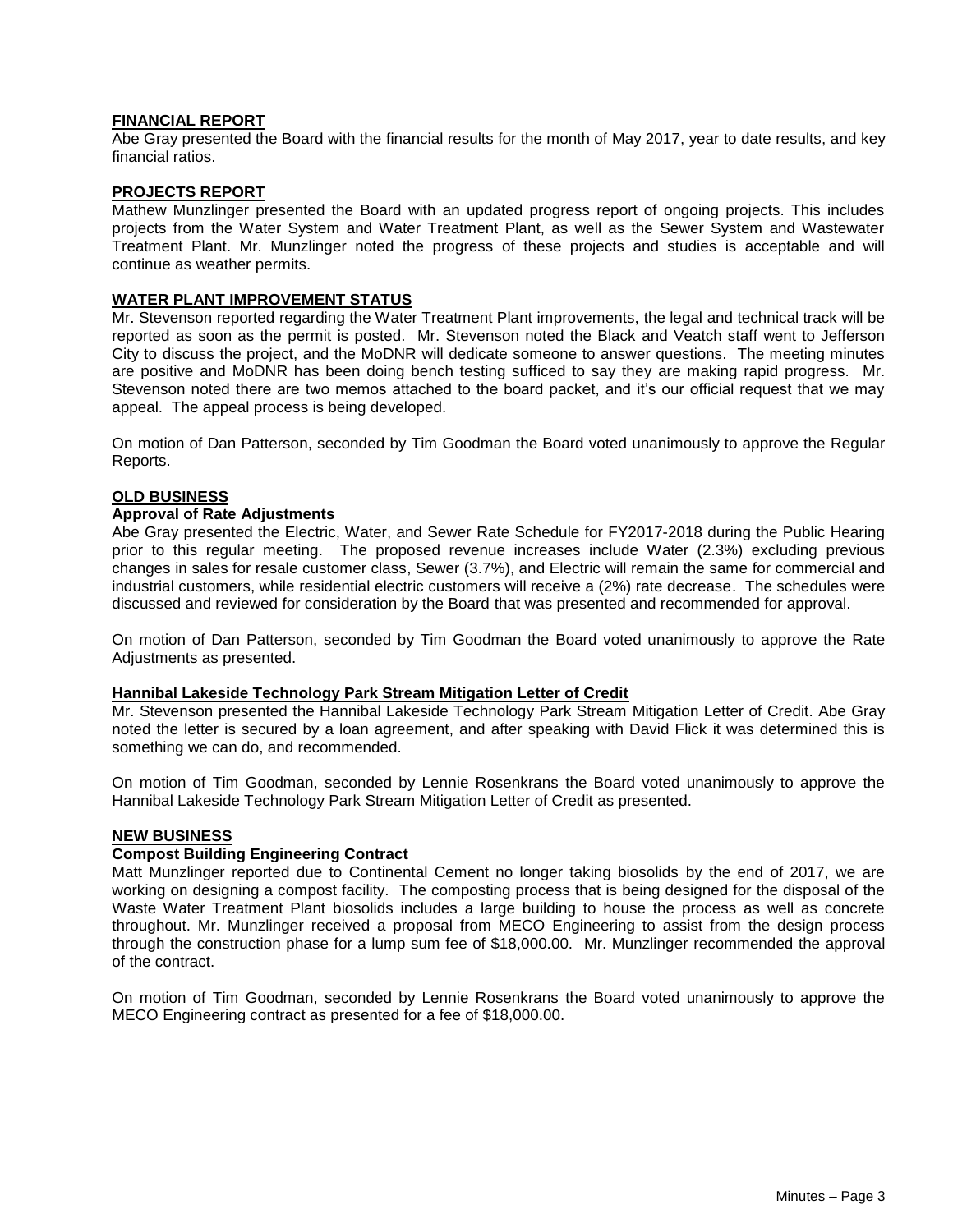## FINANCIAL REPORT

Abe Gray presented the Board with the financial results for the month of May 2017, year to date results, and key financial ratios.

## PROJECTS REPORT

Mathew Munzlinger presented the Board with an updated progress report of ongoing projects. This includes projects from the Water System and Water Treatment Plant, as well as the Sewer System and Wastewater Treatment Plant. Mr. Munzlinger noted the progress of these projects and studies is acceptable and will continue as weather permits.

## WATER PLANT IMPROVEMENT STATUS

Mr. Stevenson reported regarding the Water Treatment Plant improvements, the legal and technical track will be reported as soon as the permit is posted. Mr. Stevenson noted the Black and Veatch staff went to Jefferson City to discuss the project, and the MoDNR will dedicate someone to answer questions. The meeting minutes are positive and MoDNR has been doing bench testing sufficed to say they are making rapid progress. Mr. Stevenson noted there are two memos attached to the board packet, and it's our official request that we may appeal. The appeal process is being developed.

On motion of Dan Patterson, seconded by Tim Goodman the Board voted unanimously to approve the Regular Reports.

## OLD BUSINESS

### Approval of Rate Adjustments

Abe Gray presented the Electric, Water, and Sewer Rate Schedule for FY2017-2018 during the Public Hearing prior to this regular meeting. The proposed revenue increases include Water (2.3%) excluding previous changes in sales for resale customer class, Sewer (3.7%), and Electric will remain the same for commercial and industrial customers, while residential electric customers will receive a (2%) rate decrease. The schedules were discussed and reviewed for consideration by the Board that was presented and recommended for approval.

On motion of Dan Patterson, seconded by Tim Goodman the Board voted unanimously to approve the Rate Adjustments as presented.

### Hannibal Lakeside Technology Park Stream Mitigation Letter of Credit

Mr. Stevenson presented the Hannibal Lakeside Technology Park Stream Mitigation Letter of Credit. Abe Gray noted the letter is secured by a loan agreement, and after speaking with David Flick it was determined this is something we can do, and recommended.

On motion of Tim Goodman, seconded by Lennie Rosenkrans the Board voted unanimously to approve the Hannibal Lakeside Technology Park Stream Mitigation Letter of Credit as presented.

## NEW BUSINESS

### Compost Building Engineering Contract

Matt Munzlinger reported due to Continental Cement no longer taking biosolids by the end of 2017, we are working on designing a compost facility. The composting process that is being designed for the disposal of the Waste Water Treatment Plant biosolids includes a large building to house the process as well as concrete throughout. Mr. Munzlinger received a proposal from MECO Engineering to assist from the design process through the construction phase for a lump sum fee of $18,000.00. Mr. Munzlinger recommended the approval of the contract.

On motion of Tim Goodman, seconded by Lennie Rosenkrans the Board voted unanimously to approve the MECO Engineering contract as presented for a fee of $18,000.00.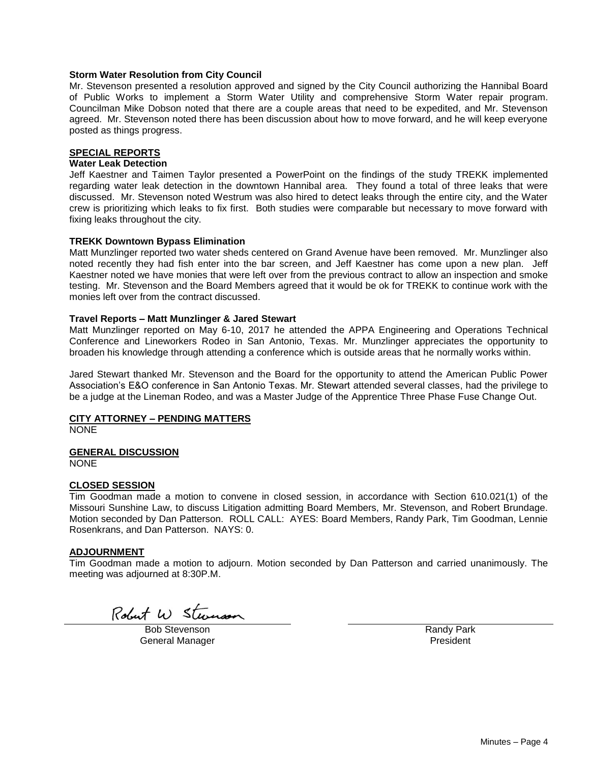**Storm Water Resolution from City Council**

Mr. Stevenson presented a resolution approved and signed by the City Council authorizing the Hannibal Board of Public Works to implement a Storm Water Utility and comprehensive Storm Water repair program. Councilman Mike Dobson noted that there are a couple areas that need to be expedited, and Mr. Stevenson agreed. Mr. Stevenson noted there has been discussion about how to move forward, and he will keep everyone posted as things progress.

## SPECIAL REPORTS

**Water Leak Detection**

Jeff Kaestner and Taimen Taylor presented a PowerPoint on the findings of the study TREKK implemented regarding water leak detection in the downtown Hannibal area. They found a total of three leaks that were discussed. Mr. Stevenson noted Westrum was also hired to detect leaks through the entire city, and the Water crew is prioritizing which leaks to fix first. Both studies were comparable but necessary to move forward with fixing leaks throughout the city.

**TREKK Downtown Bypass Elimination**

Matt Munzlinger reported two water sheds centered on Grand Avenue have been removed. Mr. Munzlinger also noted recently they had fish enter into the bar screen, and Jeff Kaestner has come upon a new plan. Jeff Kaestner noted we have monies that were left over from the previous contract to allow an inspection and smoke testing. Mr. Stevenson and the Board Members agreed that it would be ok for TREKK to continue work with the monies left over from the contract discussed.

**Travel Reports – Matt Munzlinger & Jared Stewart**

Matt Munzlinger reported on May 6-10, 2017 he attended the APPA Engineering and Operations Technical Conference and Lineworkers Rodeo in San Antonio, Texas. Mr. Munzlinger appreciates the opportunity to broaden his knowledge through attending a conference which is outside areas that he normally works within.

Jared Stewart thanked Mr. Stevenson and the Board for the opportunity to attend the American Public Power Association's E&O conference in San Antonio Texas. Mr. Stewart attended several classes, had the privilege to be a judge at the Lineman Rodeo, and was a Master Judge of the Apprentice Three Phase Fuse Change Out.

## CITY ATTORNEY – PENDING MATTERS

NONE

## GENERAL DISCUSSION

NONE

## CLOSED SESSION

Tim Goodman made a motion to convene in closed session, in accordance with Section 610.021(1) of the Missouri Sunshine Law, to discuss Litigation admitting Board Members, Mr. Stevenson, and Robert Brundage. Motion seconded by Dan Patterson. ROLL CALL: AYES: Board Members, Randy Park, Tim Goodman, Lennie Rosenkrans, and Dan Patterson. NAYS: 0.

## ADJOURNMENT

Tim Goodman made a motion to adjourn. Motion seconded by Dan Patterson and carried unanimously. The meeting was adjourned at 8:30P.M.

Robert W Stevenson

Bob Stevenson
General Manager

Randy Park
President